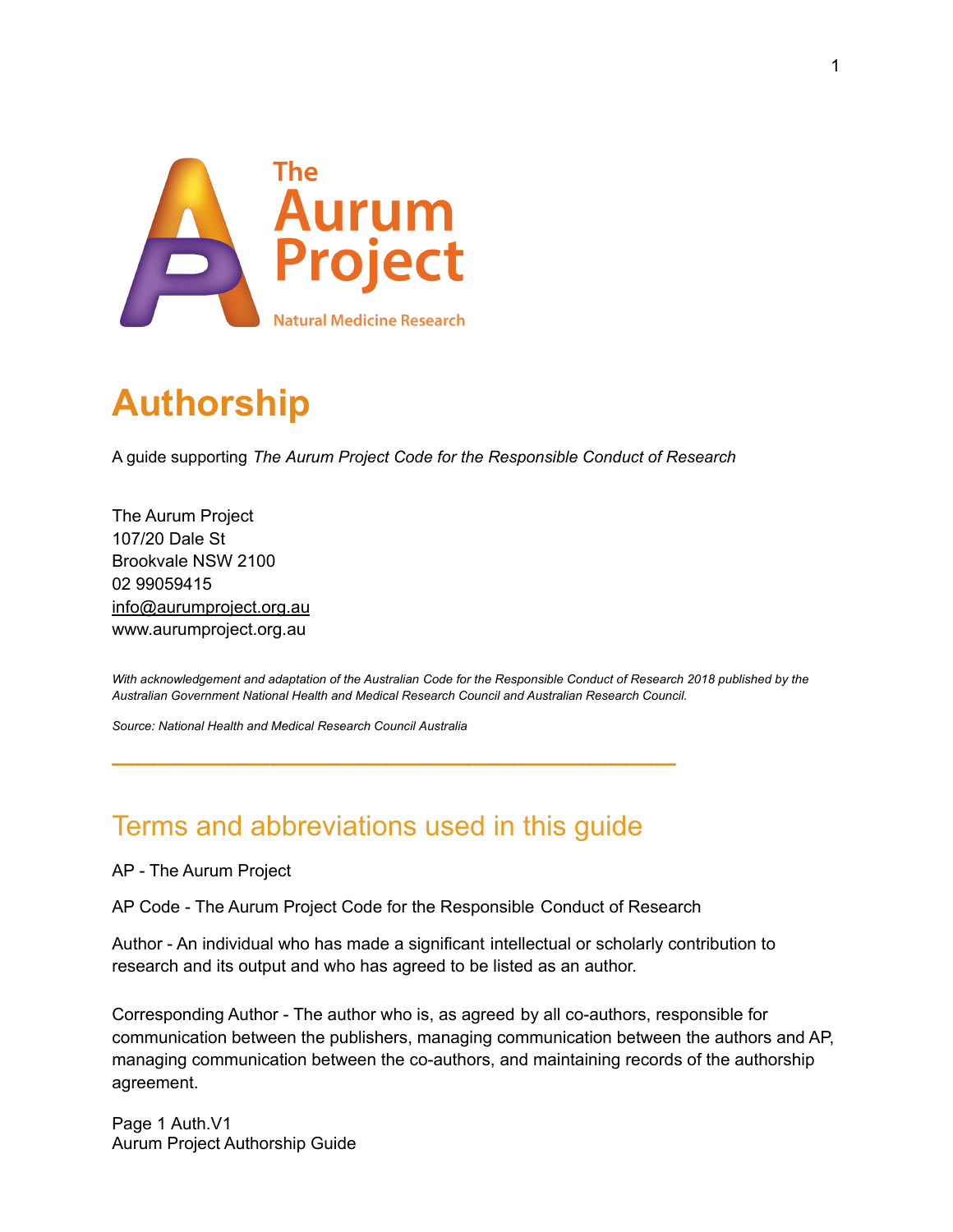# Authorship

A guide supporting *The Aurum Project Code for the Responsible Conduct of Research*

The Aurum Project
107/20 Dale St
Brookvale NSW 2100
02 99059415
info@aurumproject.org.au
www.aurumproject.org.au

*With acknowledgement and adaptation of the Australian Code for the Responsible Conduct of Research 2018 published by the Australian Government National Health and Medical Research Council and Australian Research Council.*

*Source: National Health and Medical Research Council Australia*

---

## Terms and abbreviations used in this guide

AP - The Aurum Project

AP Code - The Aurum Project Code for the Responsible Conduct of Research

Author - An individual who has made a significant intellectual or scholarly contribution to research and its output and who has agreed to be listed as an author.

Corresponding Author - The author who is, as agreed by all co-authors, responsible for communication between the publishers, managing communication between the authors and AP, managing communication between the co-authors, and maintaining records of the authorship agreement.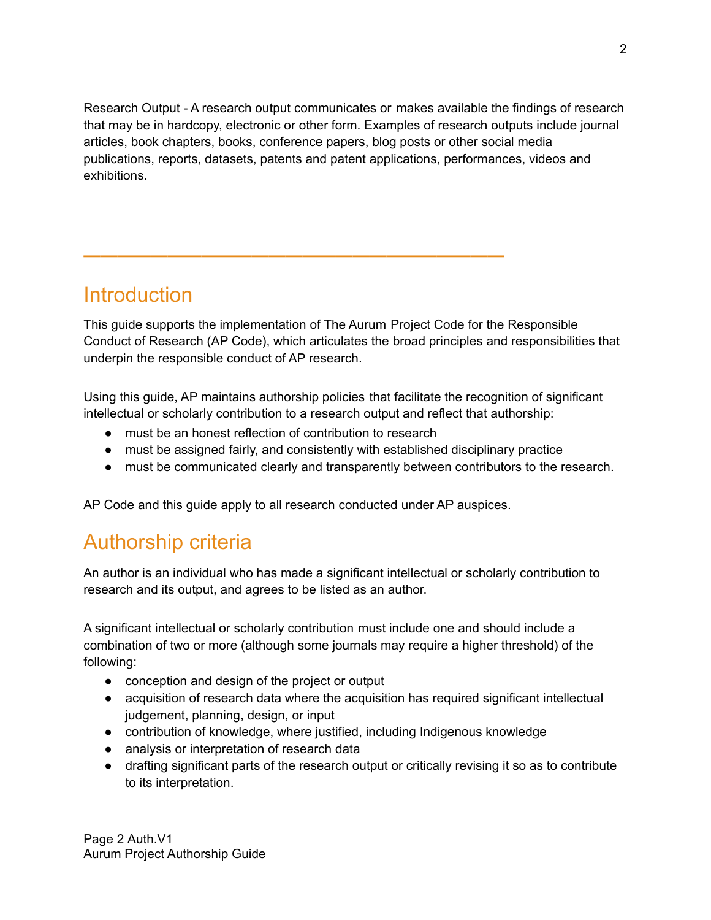Research Output - A research output communicates or makes available the findings of research that may be in hardcopy, electronic or other form. Examples of research outputs include journal articles, book chapters, books, conference papers, blog posts or other social media publications, reports, datasets, patents and patent applications, performances, videos and exhibitions.

---

## Introduction

This guide supports the implementation of The Aurum Project Code for the Responsible Conduct of Research (AP Code), which articulates the broad principles and responsibilities that underpin the responsible conduct of AP research.

Using this guide, AP maintains authorship policies that facilitate the recognition of significant intellectual or scholarly contribution to a research output and reflect that authorship:

- must be an honest reflection of contribution to research
- must be assigned fairly, and consistently with established disciplinary practice
- must be communicated clearly and transparently between contributors to the research.

AP Code and this guide apply to all research conducted under AP auspices.

## Authorship criteria

An author is an individual who has made a significant intellectual or scholarly contribution to research and its output, and agrees to be listed as an author.

A significant intellectual or scholarly contribution must include one and should include a combination of two or more (although some journals may require a higher threshold) of the following:

- conception and design of the project or output
- acquisition of research data where the acquisition has required significant intellectual judgement, planning, design, or input
- contribution of knowledge, where justified, including Indigenous knowledge
- analysis or interpretation of research data
- drafting significant parts of the research output or critically revising it so as to contribute to its interpretation.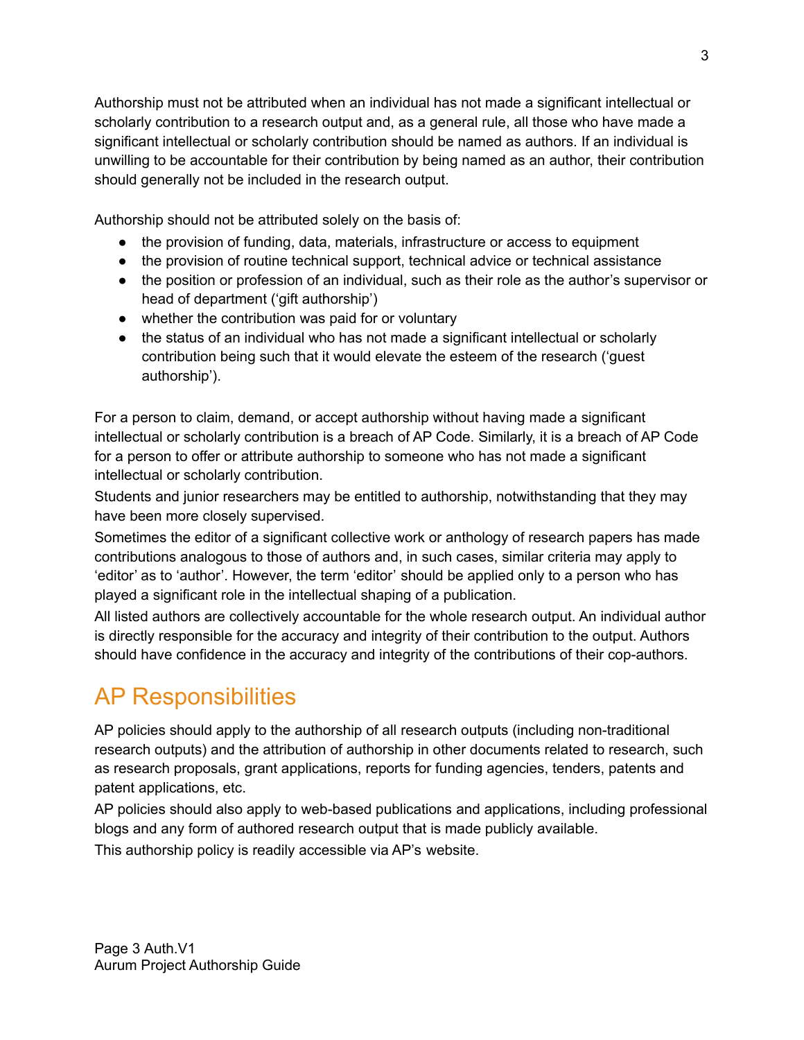Authorship must not be attributed when an individual has not made a significant intellectual or scholarly contribution to a research output and, as a general rule, all those who have made a significant intellectual or scholarly contribution should be named as authors. If an individual is unwilling to be accountable for their contribution by being named as an author, their contribution should generally not be included in the research output.

Authorship should not be attributed solely on the basis of:

- the provision of funding, data, materials, infrastructure or access to equipment
- the provision of routine technical support, technical advice or technical assistance
- the position or profession of an individual, such as their role as the author's supervisor or head of department ('gift authorship')
- whether the contribution was paid for or voluntary
- the status of an individual who has not made a significant intellectual or scholarly contribution being such that it would elevate the esteem of the research ('guest authorship').

For a person to claim, demand, or accept authorship without having made a significant intellectual or scholarly contribution is a breach of AP Code. Similarly, it is a breach of AP Code for a person to offer or attribute authorship to someone who has not made a significant intellectual or scholarly contribution.

Students and junior researchers may be entitled to authorship, notwithstanding that they may have been more closely supervised.

Sometimes the editor of a significant collective work or anthology of research papers has made contributions analogous to those of authors and, in such cases, similar criteria may apply to 'editor' as to 'author'. However, the term 'editor' should be applied only to a person who has played a significant role in the intellectual shaping of a publication.

All listed authors are collectively accountable for the whole research output. An individual author is directly responsible for the accuracy and integrity of their contribution to the output. Authors should have confidence in the accuracy and integrity of the contributions of their cop-authors.

## AP Responsibilities

AP policies should apply to the authorship of all research outputs (including non-traditional research outputs) and the attribution of authorship in other documents related to research, such as research proposals, grant applications, reports for funding agencies, tenders, patents and patent applications, etc.

AP policies should also apply to web-based publications and applications, including professional blogs and any form of authored research output that is made publicly available.

This authorship policy is readily accessible via AP's website.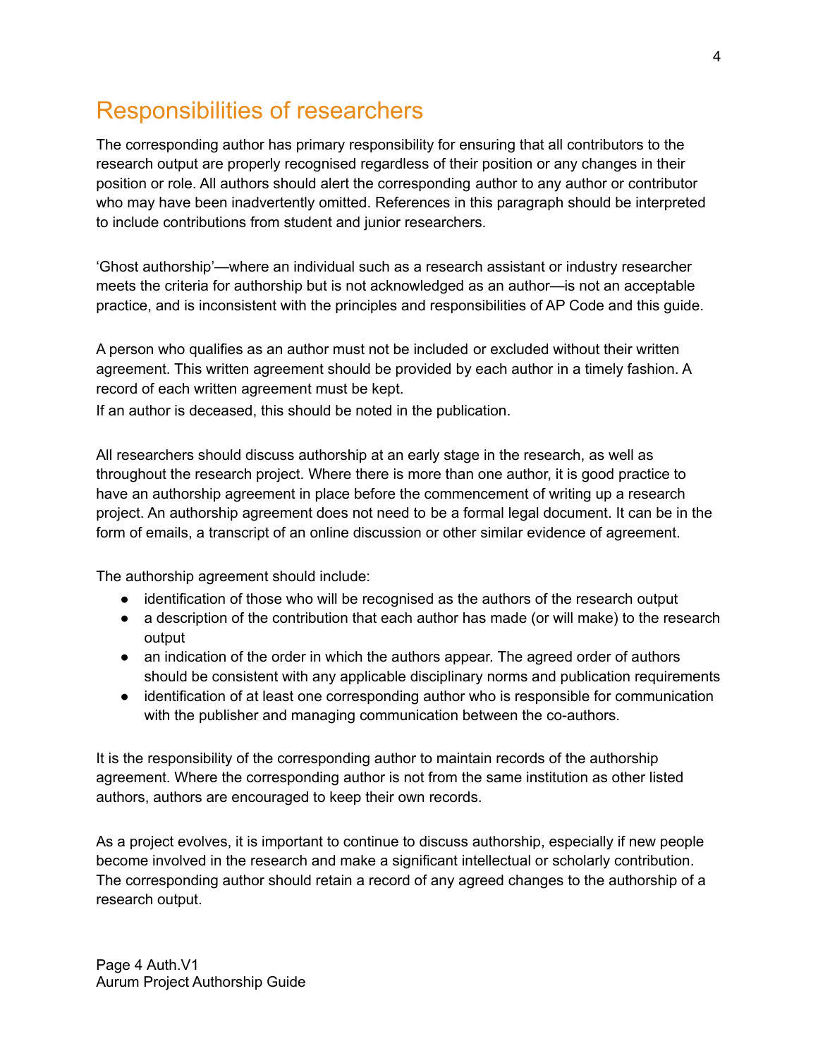# Responsibilities of researchers

The corresponding author has primary responsibility for ensuring that all contributors to the research output are properly recognised regardless of their position or any changes in their position or role. All authors should alert the corresponding author to any author or contributor who may have been inadvertently omitted. References in this paragraph should be interpreted to include contributions from student and junior researchers.

'Ghost authorship'—where an individual such as a research assistant or industry researcher meets the criteria for authorship but is not acknowledged as an author—is not an acceptable practice, and is inconsistent with the principles and responsibilities of AP Code and this guide.

A person who qualifies as an author must not be included or excluded without their written agreement. This written agreement should be provided by each author in a timely fashion. A record of each written agreement must be kept.
If an author is deceased, this should be noted in the publication.

All researchers should discuss authorship at an early stage in the research, as well as throughout the research project. Where there is more than one author, it is good practice to have an authorship agreement in place before the commencement of writing up a research project. An authorship agreement does not need to be a formal legal document. It can be in the form of emails, a transcript of an online discussion or other similar evidence of agreement.

The authorship agreement should include:

- identification of those who will be recognised as the authors of the research output
- a description of the contribution that each author has made (or will make) to the research output
- an indication of the order in which the authors appear. The agreed order of authors should be consistent with any applicable disciplinary norms and publication requirements
- identification of at least one corresponding author who is responsible for communication with the publisher and managing communication between the co-authors.

It is the responsibility of the corresponding author to maintain records of the authorship agreement. Where the corresponding author is not from the same institution as other listed authors, authors are encouraged to keep their own records.

As a project evolves, it is important to continue to discuss authorship, especially if new people become involved in the research and make a significant intellectual or scholarly contribution. The corresponding author should retain a record of any agreed changes to the authorship of a research output.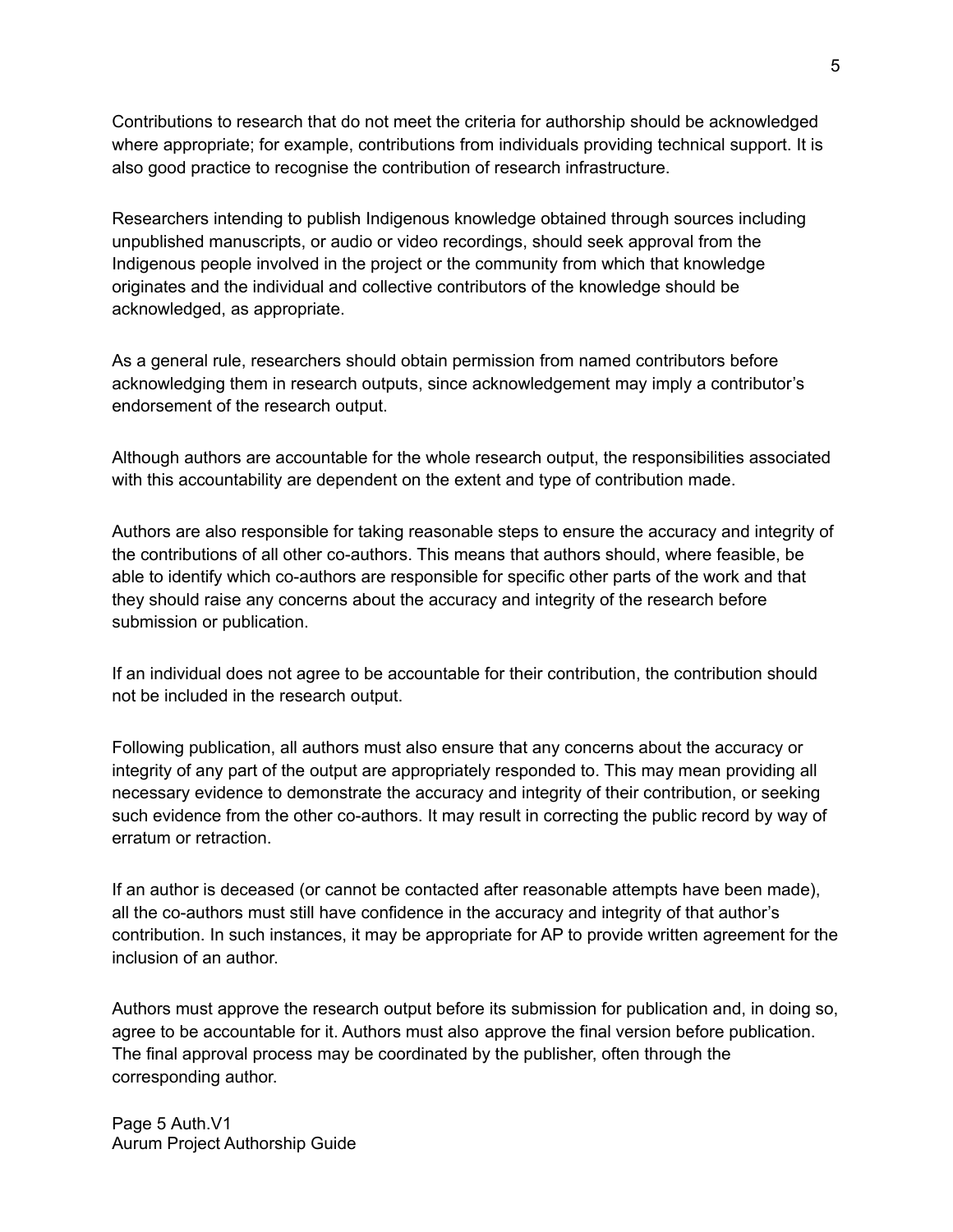Contributions to research that do not meet the criteria for authorship should be acknowledged where appropriate; for example, contributions from individuals providing technical support. It is also good practice to recognise the contribution of research infrastructure.

Researchers intending to publish Indigenous knowledge obtained through sources including unpublished manuscripts, or audio or video recordings, should seek approval from the Indigenous people involved in the project or the community from which that knowledge originates and the individual and collective contributors of the knowledge should be acknowledged, as appropriate.

As a general rule, researchers should obtain permission from named contributors before acknowledging them in research outputs, since acknowledgement may imply a contributor's endorsement of the research output.

Although authors are accountable for the whole research output, the responsibilities associated with this accountability are dependent on the extent and type of contribution made.

Authors are also responsible for taking reasonable steps to ensure the accuracy and integrity of the contributions of all other co-authors. This means that authors should, where feasible, be able to identify which co-authors are responsible for specific other parts of the work and that they should raise any concerns about the accuracy and integrity of the research before submission or publication.

If an individual does not agree to be accountable for their contribution, the contribution should not be included in the research output.

Following publication, all authors must also ensure that any concerns about the accuracy or integrity of any part of the output are appropriately responded to. This may mean providing all necessary evidence to demonstrate the accuracy and integrity of their contribution, or seeking such evidence from the other co-authors. It may result in correcting the public record by way of erratum or retraction.

If an author is deceased (or cannot be contacted after reasonable attempts have been made), all the co-authors must still have confidence in the accuracy and integrity of that author's contribution. In such instances, it may be appropriate for AP to provide written agreement for the inclusion of an author.

Authors must approve the research output before its submission for publication and, in doing so, agree to be accountable for it. Authors must also approve the final version before publication. The final approval process may be coordinated by the publisher, often through the corresponding author.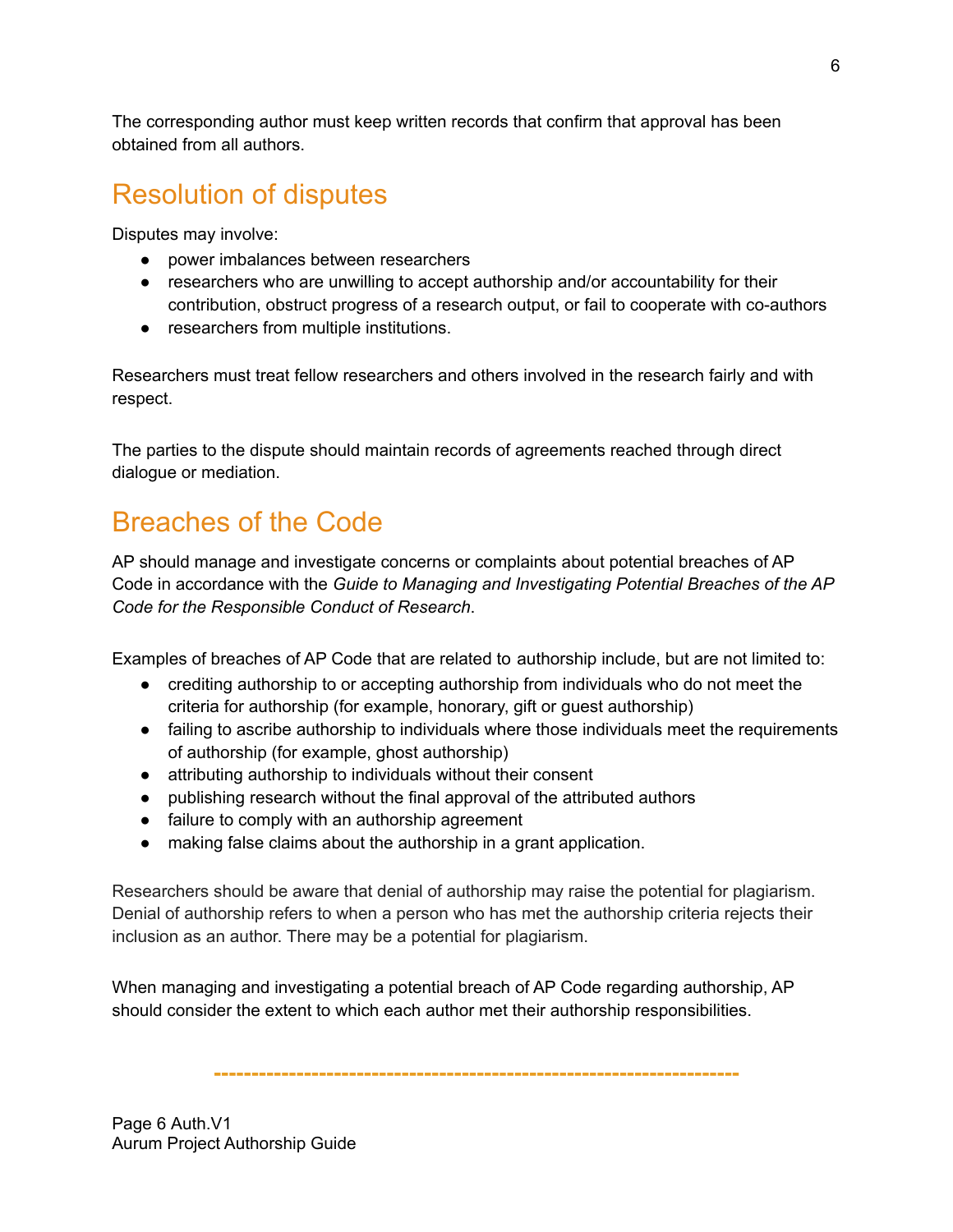The corresponding author must keep written records that confirm that approval has been obtained from all authors.

## Resolution of disputes

Disputes may involve:

- power imbalances between researchers
- researchers who are unwilling to accept authorship and/or accountability for their contribution, obstruct progress of a research output, or fail to cooperate with co-authors
- researchers from multiple institutions.

Researchers must treat fellow researchers and others involved in the research fairly and with respect.

The parties to the dispute should maintain records of agreements reached through direct dialogue or mediation.

## Breaches of the Code

AP should manage and investigate concerns or complaints about potential breaches of AP Code in accordance with the *Guide to Managing and Investigating Potential Breaches of the AP Code for the Responsible Conduct of Research*.

Examples of breaches of AP Code that are related to authorship include, but are not limited to:

- crediting authorship to or accepting authorship from individuals who do not meet the criteria for authorship (for example, honorary, gift or guest authorship)
- failing to ascribe authorship to individuals where those individuals meet the requirements of authorship (for example, ghost authorship)
- attributing authorship to individuals without their consent
- publishing research without the final approval of the attributed authors
- failure to comply with an authorship agreement
- making false claims about the authorship in a grant application.

Researchers should be aware that denial of authorship may raise the potential for plagiarism. Denial of authorship refers to when a person who has met the authorship criteria rejects their inclusion as an author. There may be a potential for plagiarism.

When managing and investigating a potential breach of AP Code regarding authorship, AP should consider the extent to which each author met their authorship responsibilities.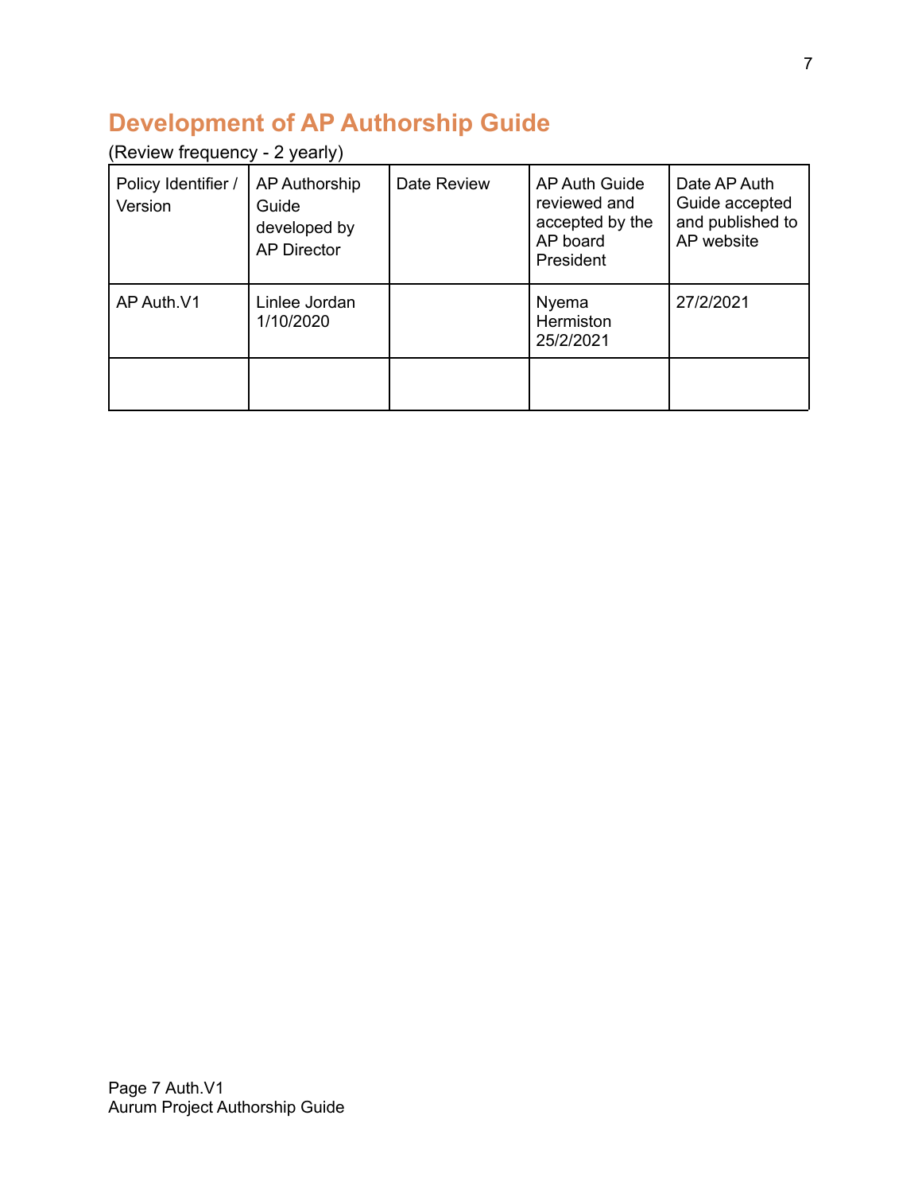## Development of AP Authorship Guide

(Review frequency - 2 yearly)

| Policy Identifier / Version | AP Authorship Guide developed by AP Director | Date Review | AP Auth Guide reviewed and accepted by the AP board President | Date AP Auth Guide accepted and published to AP website |
|---|---|---|---|---|
| AP Auth.V1 | Linlee Jordan 1/10/2020 | | Nyema Hermiston 25/2/2021 | 27/2/2021 |
| | | | | |